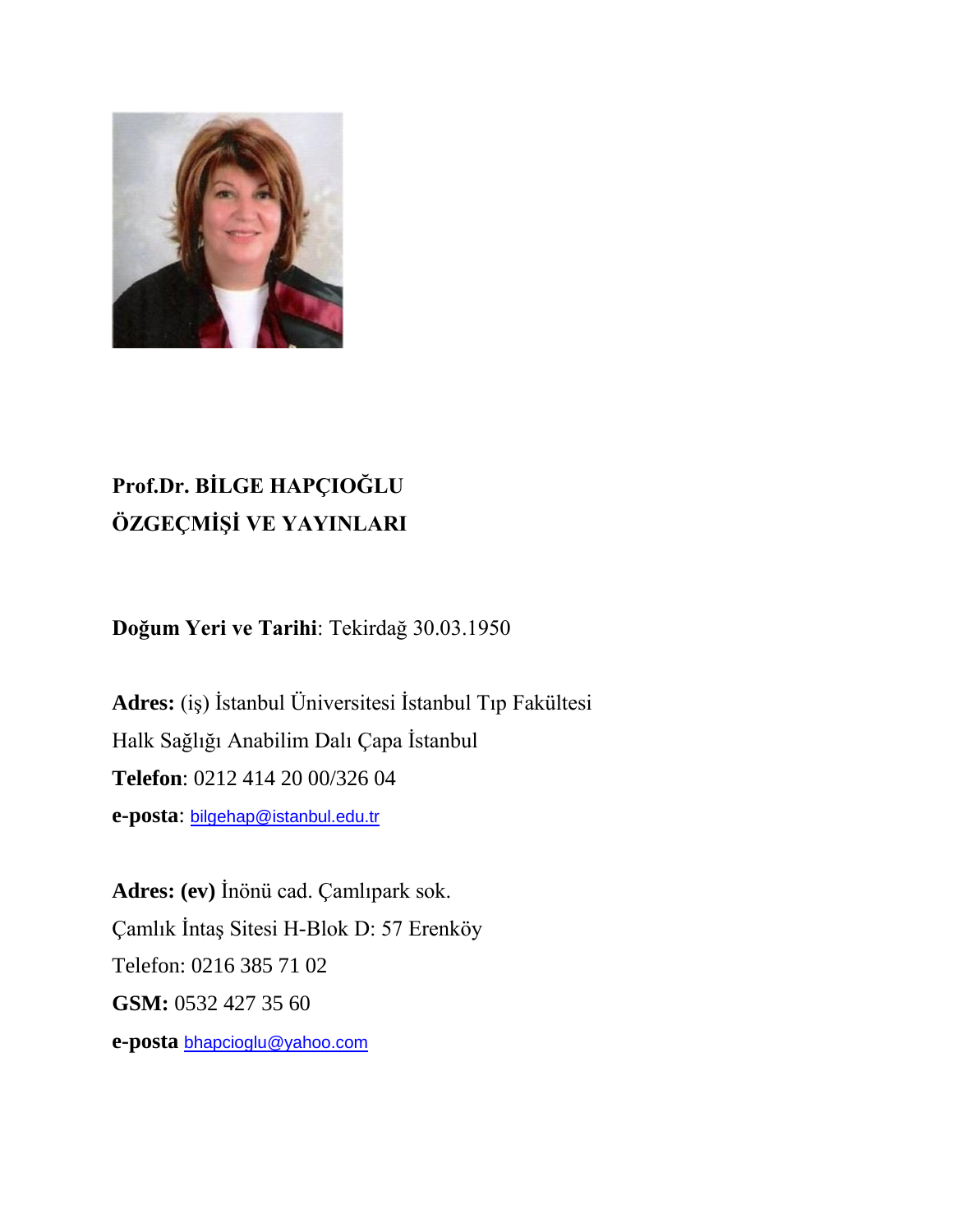**Prof.Dr. BİLGE HAPÇIOĞLU**

**ÖZGEÇMİŞİ VE YAYINLARI**

**Doğum Yeri ve Tarihi**: Tekirdağ 30.03.1950

**Adres:** (iş) İstanbul Üniversitesi İstanbul Tıp Fakültesi
Halk Sağlığı Anabilim Dalı Çapa İstanbul
**Telefon**: 0212 414 20 00/326 04
**e-posta**: bilgehap@istanbul.edu.tr

**Adres: (ev)** İnönü cad. Çamlıpark sok.
Çamlık İntaş Sitesi H-Blok D: 57 Erenköy
Telefon: 0216 385 71 02
**GSM:** 0532 427 35 60
**e-posta** bhapcioglu@yahoo.com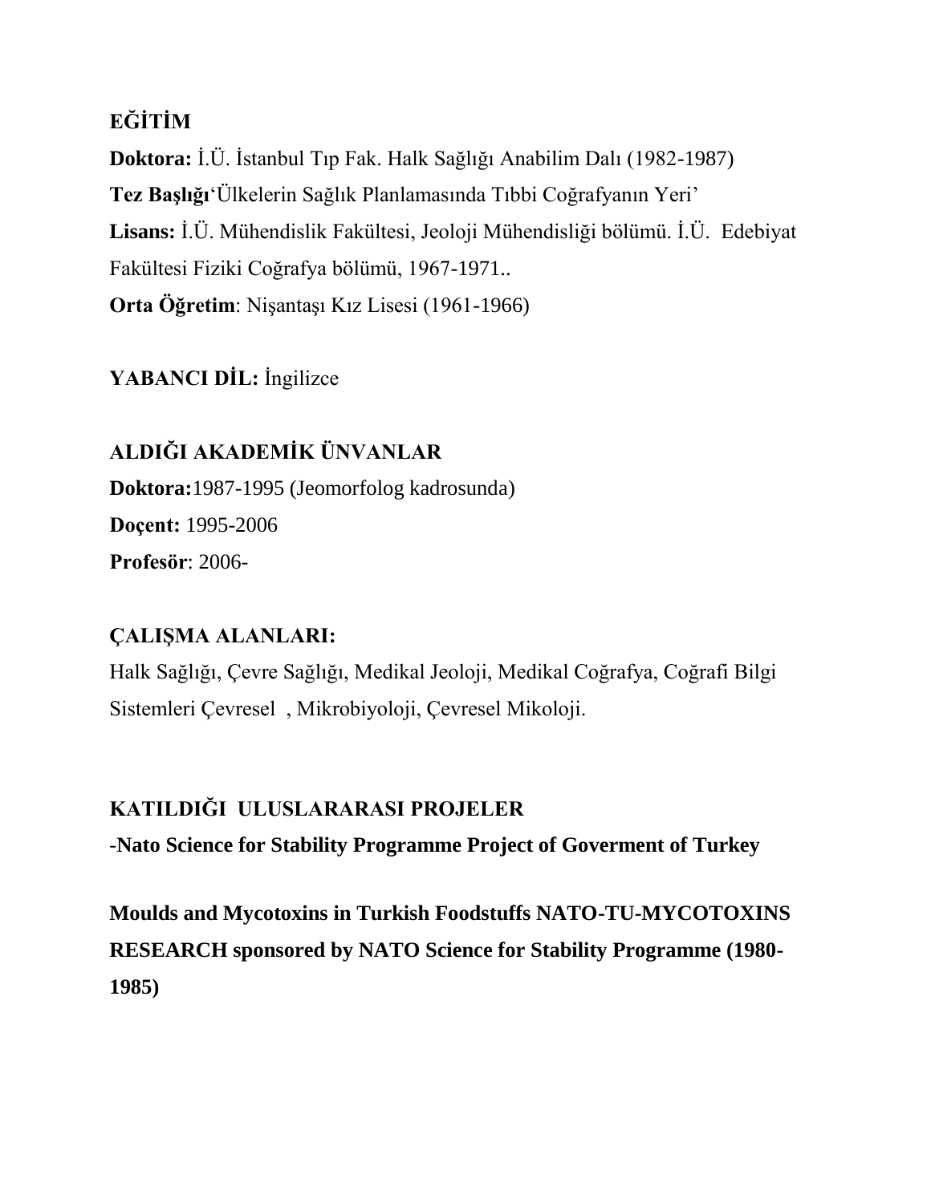## EĞİTİM

**Doktora:** İ.Ü. İstanbul Tıp Fak. Halk Sağlığı Anabilim Dalı (1982-1987)

**Tez Başlığı**'Ülkelerin Sağlık Planlamasında Tıbbi Coğrafyanın Yeri'

**Lisans:** İ.Ü. Mühendislik Fakültesi, Jeoloji Mühendisliği bölümü. İ.Ü. Edebiyat Fakültesi Fiziki Coğrafya bölümü, 1967-1971..

**Orta Öğretim**: Nişantaşı Kız Lisesi (1961-1966)

**YABANCI DİL:** İngilizce

## ALDIĞI AKADEMİK ÜNVANLAR

**Doktora:**1987-1995 (Jeomorfolog kadrosunda)

**Doçent:** 1995-2006

**Profesör**: 2006-

## ÇALIŞMA ALANLARI:

Halk Sağlığı, Çevre Sağlığı, Medikal Jeoloji, Medikal Coğrafya, Coğrafi Bilgi Sistemleri Çevresel , Mikrobiyoloji, Çevresel Mikoloji.

## KATILDIĞI ULUSLARARASI PROJELER

-**Nato Science for Stability Programme Project of Goverment of Turkey**

**Moulds and Mycotoxins in Turkish Foodstuffs NATO-TU-MYCOTOXINS RESEARCH sponsored by NATO Science for Stability Programme (1980-1985)**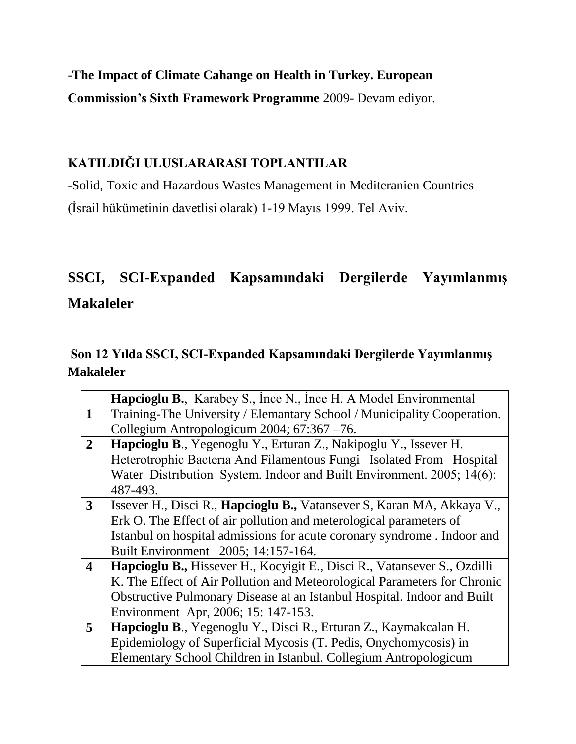-**The Impact of Climate Cahange on Health in Turkey. European Commission's Sixth Framework Programme** 2009- Devam ediyor.

## KATILDIĞI ULUSLARARASI TOPLANTILAR

-Solid, Toxic and Hazardous Wastes Management in Mediteranien Countries (İsrail hükümetinin davetlisi olarak) 1-19 Mayıs 1999. Tel Aviv.

# SSCI, SCI-Expanded Kapsamındaki Dergilerde Yayımlanmış Makaleler

## Son 12 Yılda SSCI, SCI-Expanded Kapsamındaki Dergilerde Yayımlanmış Makaleler

| | |
|---|---|
| **1** | **Hapcioglu B.**, Karabey S., İnce N., İnce H. A Model Environmental Training-The University / Elemantary School / Municipality Cooperation. Collegium Antropologicum 2004; 67:367 –76. |
| **2** | **Hapcioglu B**., Yegenoglu Y., Erturan Z., Nakipoglu Y., Issever H. Heterotrophic Bacterıa And Filamentous Fungi Isolated From Hospital Water Distrıbution System. Indoor and Built Environment. 2005; 14(6): 487-493. |
| **3** | Issever H., Disci R., **Hapcioglu B.,** Vatansever S, Karan MA, Akkaya V., Erk O. The Effect of air pollution and meterological parameters of Istanbul on hospital admissions for acute coronary syndrome . Indoor and Built Environment 2005; 14:157-164. |
| **4** | **Hapcioglu B.,** Hissever H., Kocyigit E., Disci R., Vatansever S., Ozdilli K. The Effect of Air Pollution and Meteorological Parameters for Chronic Obstructive Pulmonary Disease at an Istanbul Hospital. Indoor and Built Environment Apr, 2006; 15: 147-153. |
| **5** | **Hapcioglu B**., Yegenoglu Y., Disci R., Erturan Z., Kaymakcalan H. Epidemiology of Superficial Mycosis (T. Pedis, Onychomycosis) in Elementary School Children in Istanbul. Collegium Antropologicum |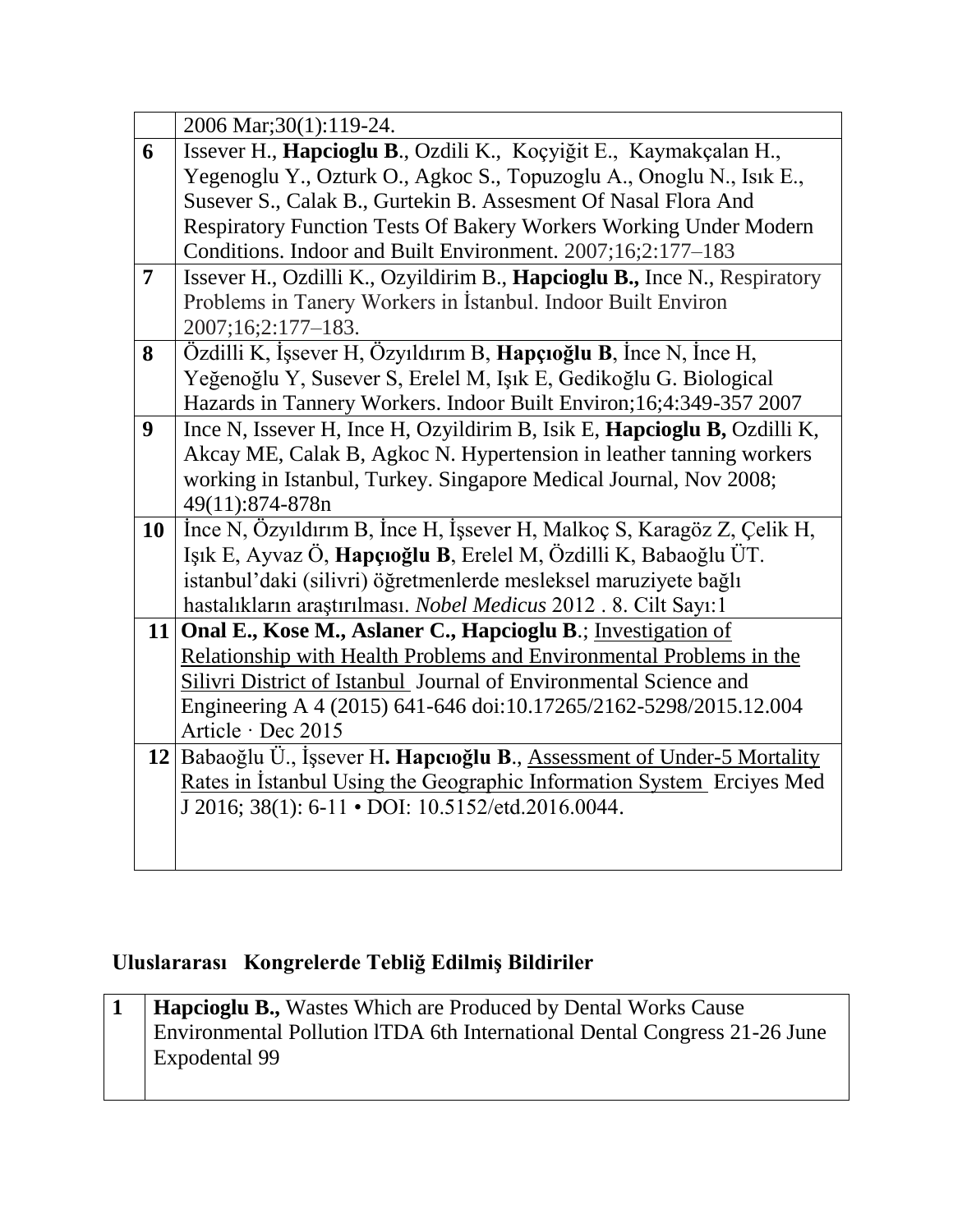|  |  |
|---|---|
|  | 2006 Mar;30(1):119-24. |
| **6** | Issever H., **Hapcioglu B**., Ozdili K., Koçyiğit E., Kaymakçalan H., Yegenoglu Y., Ozturk O., Agkoc S., Topuzoglu A., Onoglu N., Isık E., Susever S., Calak B., Gurtekin B. Assesment Of Nasal Flora And Respiratory Function Tests Of Bakery Workers Working Under Modern Conditions. Indoor and Built Environment. 2007;16;2:177–183 |
| **7** | Issever H., Ozdilli K., Ozyildirim B., **Hapcioglu B.,** Ince N., Respiratory Problems in Tanery Workers in İstanbul. Indoor Built Environ 2007;16;2:177–183. |
| **8** | Özdilli K, İşsever H, Özyıldırım B, **Hapçıoğlu B**, İnce N, İnce H, Yeğenoğlu Y, Susever S, Erelel M, Işık E, Gedikoğlu G. Biological Hazards in Tannery Workers. Indoor Built Environ;16;4:349-357 2007 |
| **9** | Ince N, Issever H, Ince H, Ozyildirim B, Isik E, **Hapcioglu B,** Ozdilli K, Akcay ME, Calak B, Agkoc N. Hypertension in leather tanning workers working in Istanbul, Turkey. Singapore Medical Journal, Nov 2008; 49(11):874-878n |
| **10** | İnce N, Özyıldırım B, İnce H, İşsever H, Malkoç S, Karagöz Z, Çelik H, Işık E, Ayvaz Ö, **Hapçıoğlu B**, Erelel M, Özdilli K, Babaoğlu ÜT. istanbul'daki (silivri) öğretmenlerde mesleksel maruziyete bağlı hastalıkların araştırılması. *Nobel Medicus* 2012 . 8. Cilt Sayı:1 |
| **11** | **Onal E., Kose M., Aslaner C., Hapcioglu B**.; Investigation of Relationship with Health Problems and Environmental Problems in the Silivri District of Istanbul Journal of Environmental Science and Engineering A 4 (2015) 641-646 doi:10.17265/2162-5298/2015.12.004 Article · Dec 2015 |
| **12** | Babaoğlu Ü., İşsever H**. Hapcıoğlu B**., Assessment of Under-5 Mortality Rates in İstanbul Using the Geographic Information System Erciyes Med J 2016; 38(1): 6-11 • DOI: 10.5152/etd.2016.0044. |

## Uluslararası Kongrelerde Tebliğ Edilmiş Bildiriler

|  |  |
|---|---|
| **1** | **Hapcioglu B.,** Wastes Which are Produced by Dental Works Cause Environmental Pollution lTDA 6th International Dental Congress 21-26 June Expodental 99 |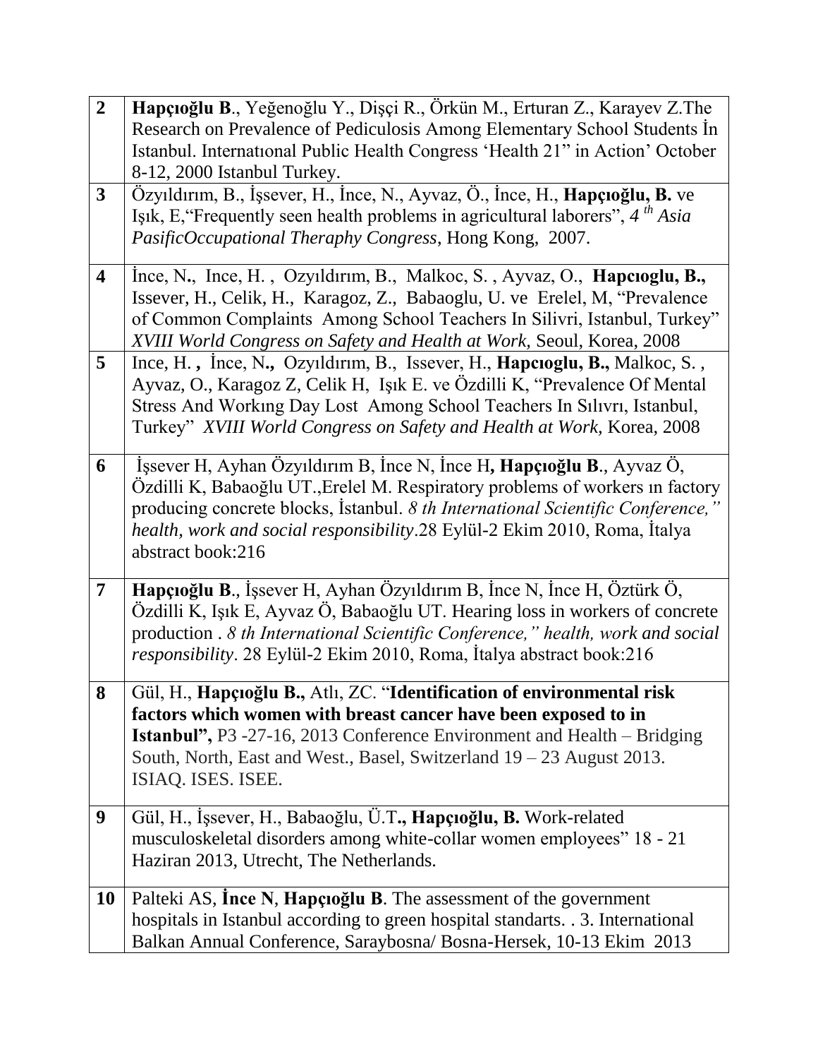| | |
|---|---|
| **2** | **Hapçıoğlu B**., Yeğenoğlu Y., Dişçi R., Örkün M., Erturan Z., Karayev Z.The Research on Prevalence of Pediculosis Among Elementary School Students İn Istanbul. Internatıonal Public Health Congress 'Health 21" in Action' October 8-12, 2000 Istanbul Turkey. |
| **3** | Özyıldırım, B., İşsever, H., İnce, N., Ayvaz, Ö., İnce, H., **Hapçıoğlu, B.** ve Işık, E,"Frequently seen health problems in agricultural laborers", *4 th Asia PasificOccupational Theraphy Congress*, Hong Kong, 2007. |
| **4** | İnce, N**.**, Ince, H. , Ozyıldırım, B., Malkoc, S. , Ayvaz, O., **Hapcıoglu, B.,** Issever, H., Celik, H., Karagoz, Z., Babaoglu, U. ve Erelel, M, "Prevalence of Common Complaints Among School Teachers In Silivri, Istanbul, Turkey" *XVIII World Congress on Safety and Health at Work,* Seoul, Korea, 2008 |
| **5** | Ince, H. **,** İnce, N**.,** Ozyıldırım, B., Issever, H., **Hapcıoglu, B.,** Malkoc, S. , Ayvaz, O., Karagoz Z, Celik H, Işık E. ve Özdilli K, "Prevalence Of Mental Stress And Workıng Day Lost Among School Teachers In Sılıvrı, Istanbul, Turkey" *XVIII World Congress on Safety and Health at Work,* Korea, 2008 |
| **6** | İşsever H, Ayhan Özyıldırım B, İnce N, İnce H**, Hapçıoğlu B**., Ayvaz Ö, Özdilli K, Babaoğlu UT.,Erelel M. Respiratory problems of workers ın factory producing concrete blocks, İstanbul. *8 th International Scientific Conference," health, work and social responsibility*.28 Eylül-2 Ekim 2010, Roma, İtalya abstract book:216 |
| **7** | **Hapçıoğlu B**., İşsever H, Ayhan Özyıldırım B, İnce N, İnce H, Öztürk Ö, Özdilli K, Işık E, Ayvaz Ö, Babaoğlu UT. Hearing loss in workers of concrete production . *8 th International Scientific Conference," health, work and social responsibility*. 28 Eylül-2 Ekim 2010, Roma, İtalya abstract book:216 |
| **8** | Gül, H., **Hapçıoğlu B.,** Atlı, ZC. "**Identification of environmental risk factors which women with breast cancer have been exposed to in Istanbul",** P3 -27-16, 2013 Conference Environment and Health – Bridging South, North, East and West., Basel, Switzerland 19 – 23 August 2013. ISIAQ. ISES. ISEE. |
| **9** | Gül, H., İşsever, H., Babaoğlu, Ü.T**., Hapçıoğlu, B.** Work-related musculoskeletal disorders among white-collar women employees" 18 - 21 Haziran 2013, Utrecht, The Netherlands. |
| **10** | Palteki AS, **İnce N**, **Hapçıoğlu B**. The assessment of the government hospitals in Istanbul according to green hospital standarts. . 3. International Balkan Annual Conference, Saraybosna/ Bosna-Hersek, 10-13 Ekim 2013 |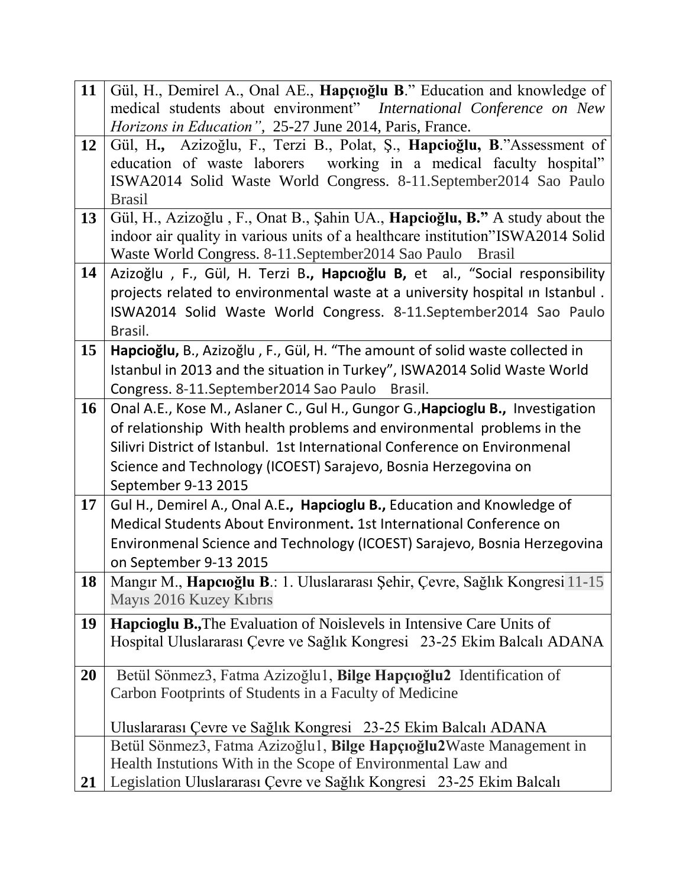| | |
|---|---|
| **11** | Gül, H., Demirel A., Onal AE., **Hapçıoğlu B**." Education and knowledge of medical students about environment" *International Conference on New Horizons in Education",* 25-27 June 2014, Paris, France. |
| **12** | Gül, H**.,** Azizoğlu, F., Terzi B., Polat, Ş., **Hapcioğlu, B**."Assessment of education of waste laborers working in a medical faculty hospital" ISWA2014 Solid Waste World Congress. 8-11.September2014 Sao Paulo Brasil |
| **13** | Gül, H., Azizoğlu , F., Onat B., Şahin UA., **Hapcioğlu, B."** A study about the indoor air quality in various units of a healthcare institution"ISWA2014 Solid Waste World Congress. 8-11.September2014 Sao Paulo Brasil |
| **14** | Azizoğlu , F., Gül, H. Terzi B**., Hapcıoğlu B,** et al., "Social responsibility projects related to environmental waste at a university hospital ın Istanbul . ISWA2014 Solid Waste World Congress. 8-11.September2014 Sao Paulo Brasil. |
| **15** | **Hapcioğlu,** B., Azizoğlu , F., Gül, H. "The amount of solid waste collected in Istanbul in 2013 and the situation in Turkey", ISWA2014 Solid Waste World Congress. 8-11.September2014 Sao Paulo Brasil. |
| **16** | Onal A.E., Kose M., Aslaner C., Gul H., Gungor G.,**Hapcioglu B.,** Investigation of relationship With health problems and environmental problems in the Silivri District of Istanbul. 1st International Conference on Environmenal Science and Technology (ICOEST) Sarajevo, Bosnia Herzegovina on September 9-13 2015 |
| **17** | Gul H., Demirel A., Onal A.E**., Hapcioglu B.,** Education and Knowledge of Medical Students About Environment**.** 1st International Conference on Environmenal Science and Technology (ICOEST) Sarajevo, Bosnia Herzegovina on September 9-13 2015 |
| **18** | Mangır M., **Hapcıoğlu B**.: 1. Uluslararası Şehir, Çevre, Sağlık Kongresi 11-15 Mayıs 2016 Kuzey Kıbrıs |
| **19** | **Hapcioglu B.,**The Evaluation of Noislevels in Intensive Care Units of Hospital Uluslararası Çevre ve Sağlık Kongresi 23-25 Ekim Balcalı ADANA |
| **20** | Betül Sönmez3, Fatma Azizoğlu1, **Bilge Hapçıoğlu2** Identification of Carbon Footprints of Students in a Faculty of Medicine<br><br>Uluslararası Çevre ve Sağlık Kongresi 23-25 Ekim Balcalı ADANA |
| **21** | Betül Sönmez3, Fatma Azizoğlu1, **Bilge Hapçıoğlu2**Waste Management in Health Instutions With in the Scope of Environmental Law and Legislation Uluslararası Çevre ve Sağlık Kongresi 23-25 Ekim Balcalı |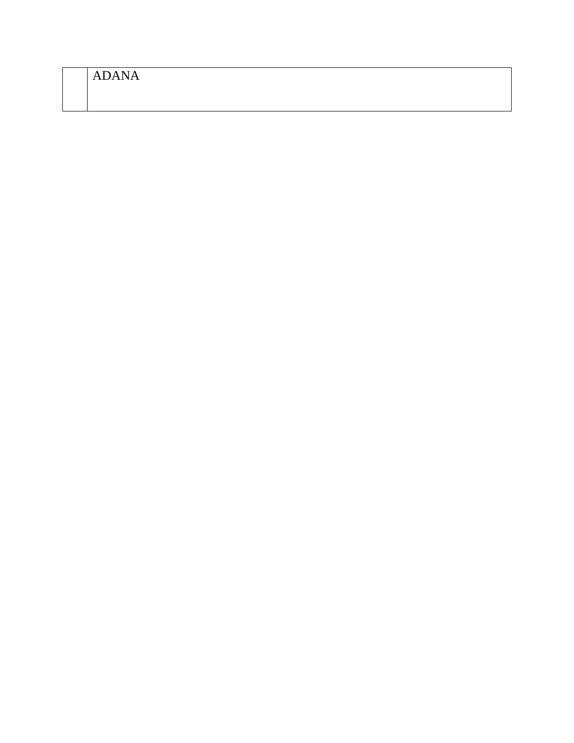| | |
|---|---|
| | ADANA |